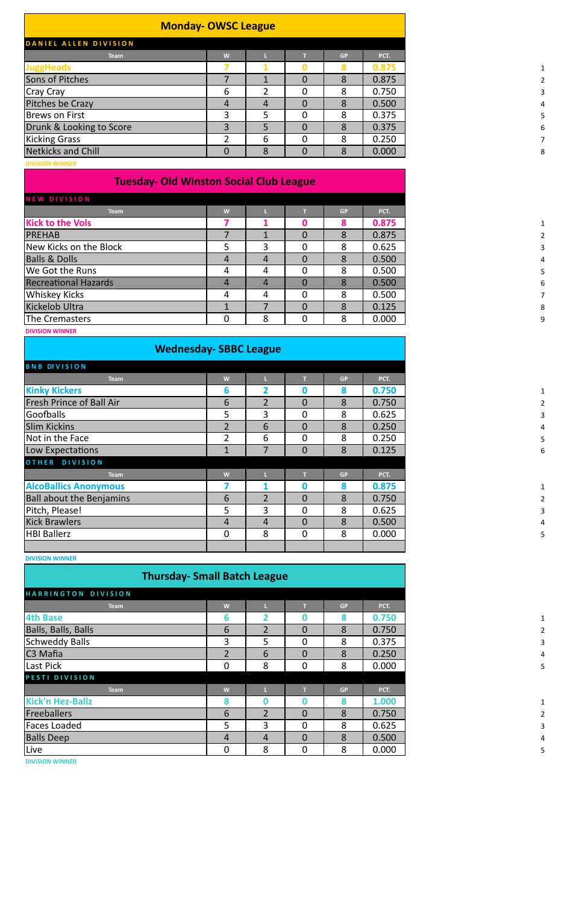## Monday- OWSC League

### DANIEL ALLEN DIVISION

| Team | W | L | T | GP | PCT. | |
|---|---|---|---|---|---|---|
| JuggHeads | 7 | 1 | 0 | 8 | 0.875 | 1 |
| Sons of Pitches | 7 | 1 | 0 | 8 | 0.875 | 2 |
| Cray Cray | 6 | 2 | 0 | 8 | 0.750 | 3 |
| Pitches be Crazy | 4 | 4 | 0 | 8 | 0.500 | 4 |
| Brews on First | 3 | 5 | 0 | 8 | 0.375 | 5 |
| Drunk & Looking to Score | 3 | 5 | 0 | 8 | 0.375 | 6 |
| Kicking Grass | 2 | 6 | 0 | 8 | 0.250 | 7 |
| Netkicks and Chill | 0 | 8 | 0 | 8 | 0.000 | 8 |

DIVISION WINNER

## Tuesday- Old Winston Social Club League

### NEW DIVISION

| Team | W | L | T | GP | PCT. | |
|---|---|---|---|---|---|---|
| Kick to the Vols | 7 | 1 | 0 | 8 | 0.875 | 1 |
| PREHAB | 7 | 1 | 0 | 8 | 0.875 | 2 |
| New Kicks on the Block | 5 | 3 | 0 | 8 | 0.625 | 3 |
| Balls & Dolls | 4 | 4 | 0 | 8 | 0.500 | 4 |
| We Got the Runs | 4 | 4 | 0 | 8 | 0.500 | 5 |
| Recreational Hazards | 4 | 4 | 0 | 8 | 0.500 | 6 |
| Whiskey Kicks | 4 | 4 | 0 | 8 | 0.500 | 7 |
| Kickelob Ultra | 1 | 7 | 0 | 8 | 0.125 | 8 |
| The Cremasters | 0 | 8 | 0 | 8 | 0.000 | 9 |

DIVISION WINNER

## Wednesday- SBBC League

### BNB DIVISION

| Team | W | L | T | GP | PCT. | |
|---|---|---|---|---|---|---|
| Kinky Kickers | 6 | 2 | 0 | 8 | 0.750 | 1 |
| Fresh Prince of Ball Air | 6 | 2 | 0 | 8 | 0.750 | 2 |
| Goofballs | 5 | 3 | 0 | 8 | 0.625 | 3 |
| Slim Kickins | 2 | 6 | 0 | 8 | 0.250 | 4 |
| Not in the Face | 2 | 6 | 0 | 8 | 0.250 | 5 |
| Low Expectations | 1 | 7 | 0 | 8 | 0.125 | 6 |

### OTHER DIVISION

| Team | W | L | T | GP | PCT. | |
|---|---|---|---|---|---|---|
| AlcoBallics Anonymous | 7 | 1 | 0 | 8 | 0.875 | 1 |
| Ball about the Benjamins | 6 | 2 | 0 | 8 | 0.750 | 2 |
| Pitch, Please! | 5 | 3 | 0 | 8 | 0.625 | 3 |
| Kick Brawlers | 4 | 4 | 0 | 8 | 0.500 | 4 |
| HBI Ballerz | 0 | 8 | 0 | 8 | 0.000 | 5 |
| | | | | | | |

DIVISION WINNER

## Thursday- Small Batch League

### HARRINGTON DIVISION

| Team | W | L | T | GP | PCT. | |
|---|---|---|---|---|---|---|
| 4th Base | 6 | 2 | 0 | 8 | 0.750 | 1 |
| Balls, Balls, Balls | 6 | 2 | 0 | 8 | 0.750 | 2 |
| Schweddy Balls | 3 | 5 | 0 | 8 | 0.375 | 3 |
| C3 Mafia | 2 | 6 | 0 | 8 | 0.250 | 4 |
| Last Pick | 0 | 8 | 0 | 8 | 0.000 | 5 |

### PESTI DIVISION

| Team | W | L | T | GP | PCT. | |
|---|---|---|---|---|---|---|
| Kick'n Hez-Ballz | 8 | 0 | 0 | 8 | 1.000 | 1 |
| Freeballers | 6 | 2 | 0 | 8 | 0.750 | 2 |
| Faces Loaded | 5 | 3 | 0 | 8 | 0.625 | 3 |
| Balls Deep | 4 | 4 | 0 | 8 | 0.500 | 4 |
| Live | 0 | 8 | 0 | 8 | 0.000 | 5 |

DIVISION WINNER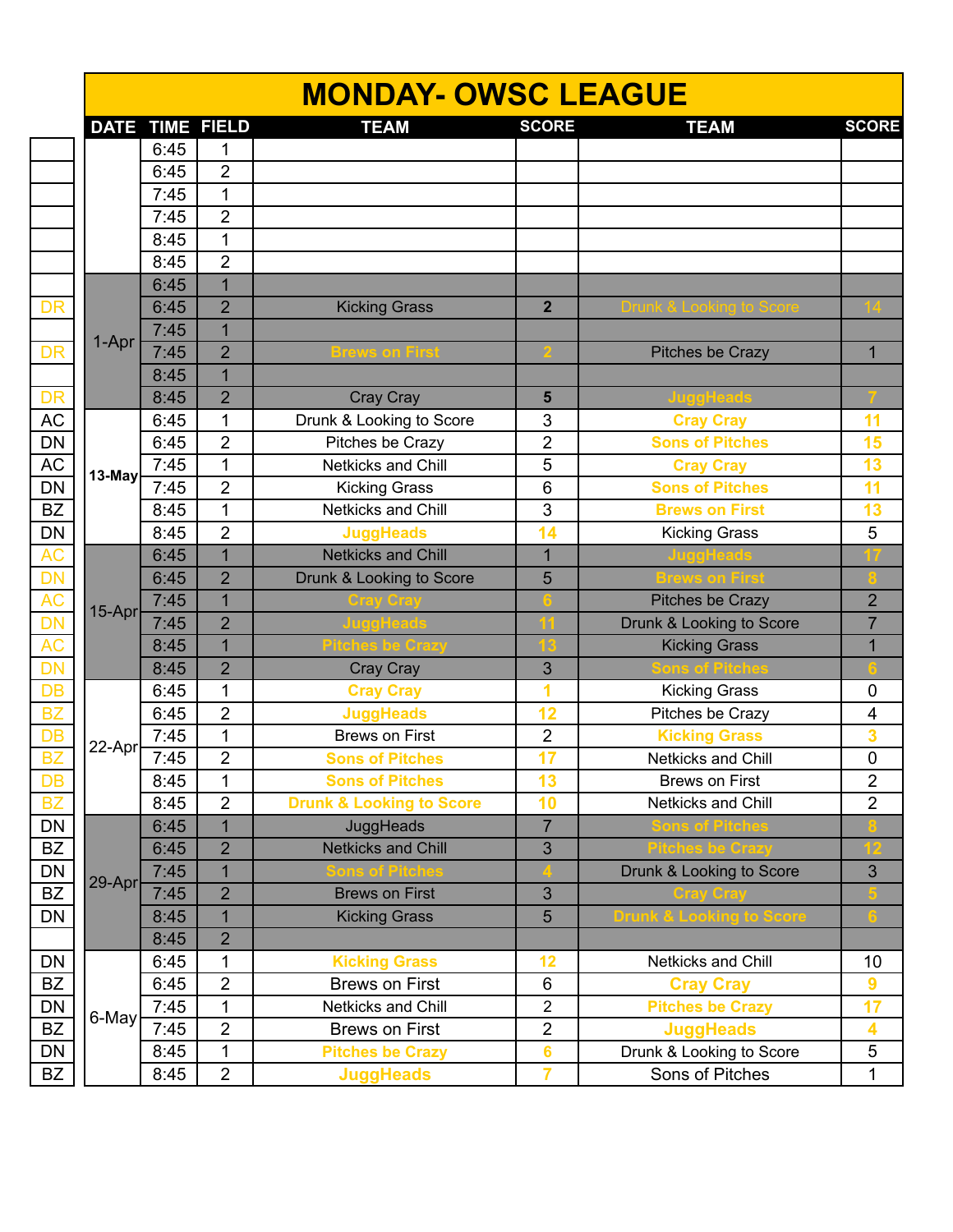# MONDAY- OWSC LEAGUE

| | DATE | TIME | FIELD | TEAM | SCORE | TEAM | SCORE |
|---|---|---|---|---|---|---|---|
| | | 6:45 | 1 | | | | |
| | | 6:45 | 2 | | | | |
| | | 7:45 | 1 | | | | |
| | | 7:45 | 2 | | | | |
| | | 8:45 | 1 | | | | |
| | | 8:45 | 2 | | | | |
| | 1-Apr | 6:45 | 1 | | | | |
| DR | | 6:45 | 2 | Kicking Grass | **2** | Drunk & Looking to Score | 14 |
| | | 7:45 | 1 | | | | |
| DR | | 7:45 | 2 | **Brews on First** | **2** | Pitches be Crazy | 1 |
| | | 8:45 | 1 | | | | |
| DR | | 8:45 | 2 | Cray Cray | **5** | **JuggHeads** | **7** |
| AC | 13-May | 6:45 | 1 | Drunk & Looking to Score | 3 | **Cray Cray** | **11** |
| DN | | 6:45 | 2 | Pitches be Crazy | 2 | **Sons of Pitches** | **15** |
| AC | | 7:45 | 1 | Netkicks and Chill | 5 | **Cray Cray** | **13** |
| DN | | 7:45 | 2 | Kicking Grass | 6 | **Sons of Pitches** | **11** |
| BZ | | 8:45 | 1 | Netkicks and Chill | 3 | **Brews on First** | **13** |
| DN | | 8:45 | 2 | **JuggHeads** | **14** | Kicking Grass | 5 |
| AC | 15-Apr | 6:45 | 1 | Netkicks and Chill | 1 | **JuggHeads** | **17** |
| DN | | 6:45 | 2 | Drunk & Looking to Score | 5 | **Brews on First** | **8** |
| AC | | 7:45 | 1 | **Cray Cray** | **6** | Pitches be Crazy | 2 |
| DN | | 7:45 | 2 | **JuggHeads** | **11** | Drunk & Looking to Score | 7 |
| AC | | 8:45 | 1 | **Pitches be Crazy** | **13** | Kicking Grass | 1 |
| DN | | 8:45 | 2 | Cray Cray | 3 | **Sons of Pitches** | **6** |
| DB | 22-Apr | 6:45 | 1 | **Cray Cray** | **1** | Kicking Grass | 0 |
| BZ | | 6:45 | 2 | **JuggHeads** | **12** | Pitches be Crazy | 4 |
| DB | | 7:45 | 1 | Brews on First | 2 | **Kicking Grass** | **3** |
| BZ | | 7:45 | 2 | **Sons of Pitches** | **17** | Netkicks and Chill | 0 |
| DB | | 8:45 | 1 | **Sons of Pitches** | **13** | Brews on First | 2 |
| BZ | | 8:45 | 2 | **Drunk & Looking to Score** | **10** | Netkicks and Chill | 2 |
| DN | 29-Apr | 6:45 | 1 | JuggHeads | 7 | **Sons of Pitches** | **8** |
| BZ | | 6:45 | 2 | Netkicks and Chill | 3 | **Pitches be Crazy** | **12** |
| DN | | 7:45 | 1 | **Sons of Pitches** | **4** | Drunk & Looking to Score | 3 |
| BZ | | 7:45 | 2 | Brews on First | 3 | **Cray Cray** | **5** |
| DN | | 8:45 | 1 | Kicking Grass | 5 | **Drunk & Looking to Score** | **6** |
| | | 8:45 | 2 | | | | |
| DN | 6-May | 6:45 | 1 | **Kicking Grass** | **12** | Netkicks and Chill | 10 |
| BZ | | 6:45 | 2 | Brews on First | 6 | **Cray Cray** | **9** |
| DN | | 7:45 | 1 | Netkicks and Chill | 2 | **Pitches be Crazy** | **17** |
| BZ | | 7:45 | 2 | Brews on First | 2 | **JuggHeads** | **4** |
| DN | | 8:45 | 1 | **Pitches be Crazy** | **6** | Drunk & Looking to Score | 5 |
| BZ | | 8:45 | 2 | **JuggHeads** | **7** | Sons of Pitches | 1 |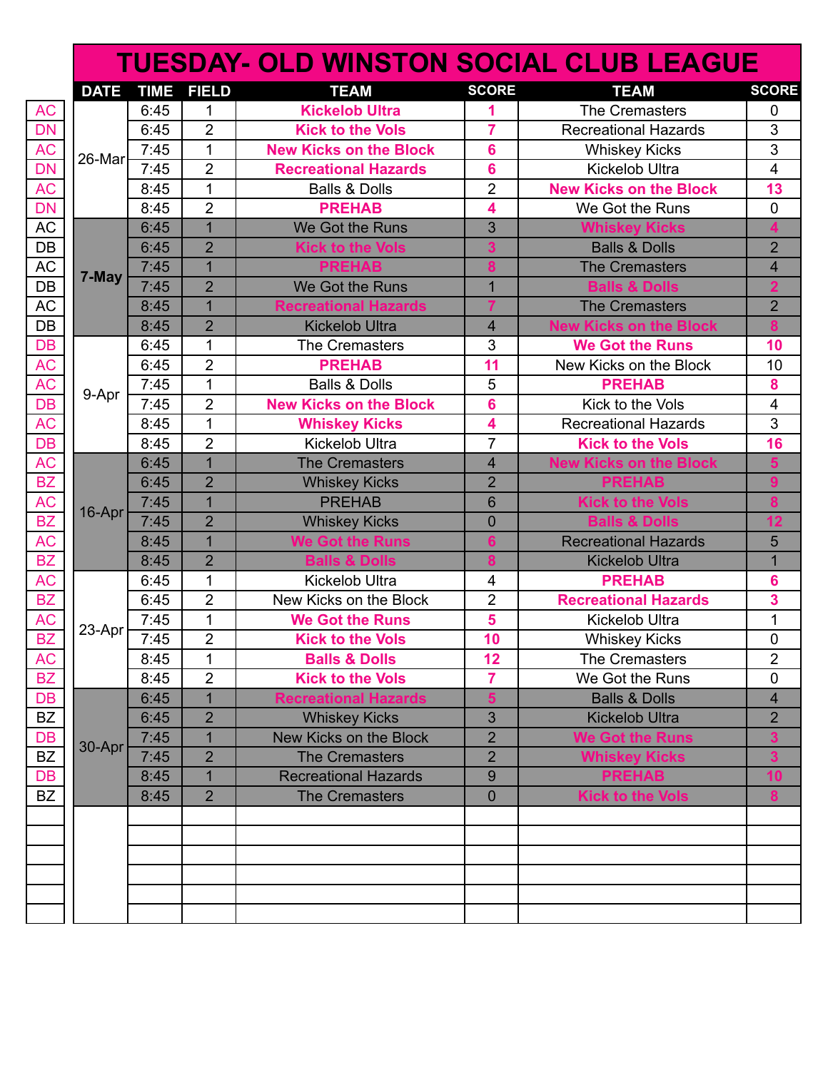# TUESDAY- OLD WINSTON SOCIAL CLUB LEAGUE

| | DATE | TIME | FIELD | TEAM | SCORE | TEAM | SCORE |
|---|---|---|---|---|---|---|---|
| AC | 26-Mar | 6:45 | 1 | **Kickelob Ultra** | **1** | The Cremasters | 0 |
| DN | | 6:45 | 2 | **Kick to the Vols** | **7** | Recreational Hazards | 3 |
| AC | | 7:45 | 1 | **New Kicks on the Block** | **6** | Whiskey Kicks | 3 |
| DN | | 7:45 | 2 | **Recreational Hazards** | **6** | Kickelob Ultra | 4 |
| AC | | 8:45 | 1 | Balls & Dolls | 2 | **New Kicks on the Block** | **13** |
| DN | | 8:45 | 2 | **PREHAB** | **4** | We Got the Runs | 0 |
| AC | **7-May** | 6:45 | 1 | We Got the Runs | 3 | **Whiskey Kicks** | **4** |
| DB | | 6:45 | 2 | **Kick to the Vols** | **3** | Balls & Dolls | 2 |
| AC | | 7:45 | 1 | **PREHAB** | **8** | The Cremasters | 4 |
| DB | | 7:45 | 2 | We Got the Runs | 1 | **Balls & Dolls** | **2** |
| AC | | 8:45 | 1 | **Recreational Hazards** | **7** | The Cremasters | 2 |
| DB | | 8:45 | 2 | Kickelob Ultra | 4 | **New Kicks on the Block** | **8** |
| DB | 9-Apr | 6:45 | 1 | The Cremasters | 3 | **We Got the Runs** | **10** |
| AC | | 6:45 | 2 | **PREHAB** | **11** | New Kicks on the Block | 10 |
| AC | | 7:45 | 1 | Balls & Dolls | 5 | **PREHAB** | **8** |
| DB | | 7:45 | 2 | **New Kicks on the Block** | **6** | Kick to the Vols | 4 |
| AC | | 8:45 | 1 | **Whiskey Kicks** | **4** | Recreational Hazards | 3 |
| DB | | 8:45 | 2 | Kickelob Ultra | 7 | **Kick to the Vols** | **16** |
| AC | 16-Apr | 6:45 | 1 | The Cremasters | 4 | **New Kicks on the Block** | **5** |
| BZ | | 6:45 | 2 | Whiskey Kicks | 2 | **PREHAB** | **9** |
| AC | | 7:45 | 1 | PREHAB | 6 | **Kick to the Vols** | **8** |
| BZ | | 7:45 | 2 | Whiskey Kicks | 0 | **Balls & Dolls** | **12** |
| AC | | 8:45 | 1 | **We Got the Runs** | **6** | Recreational Hazards | 5 |
| BZ | | 8:45 | 2 | **Balls & Dolls** | **8** | Kickelob Ultra | 1 |
| AC | 23-Apr | 6:45 | 1 | Kickelob Ultra | 4 | **PREHAB** | **6** |
| BZ | | 6:45 | 2 | New Kicks on the Block | 2 | **Recreational Hazards** | **3** |
| AC | | 7:45 | 1 | **We Got the Runs** | **5** | Kickelob Ultra | 1 |
| BZ | | 7:45 | 2 | **Kick to the Vols** | **10** | Whiskey Kicks | 0 |
| AC | | 8:45 | 1 | **Balls & Dolls** | **12** | The Cremasters | 2 |
| BZ | | 8:45 | 2 | **Kick to the Vols** | **7** | We Got the Runs | 0 |
| DB | 30-Apr | 6:45 | 1 | **Recreational Hazards** | **5** | Balls & Dolls | 4 |
| BZ | | 6:45 | 2 | Whiskey Kicks | 3 | Kickelob Ultra | 2 |
| DB | | 7:45 | 1 | New Kicks on the Block | 2 | **We Got the Runs** | **3** |
| BZ | | 7:45 | 2 | The Cremasters | 2 | **Whiskey Kicks** | **3** |
| DB | | 8:45 | 1 | Recreational Hazards | 9 | **PREHAB** | **10** |
| BZ | | 8:45 | 2 | The Cremasters | 0 | **Kick to the Vols** | **8** |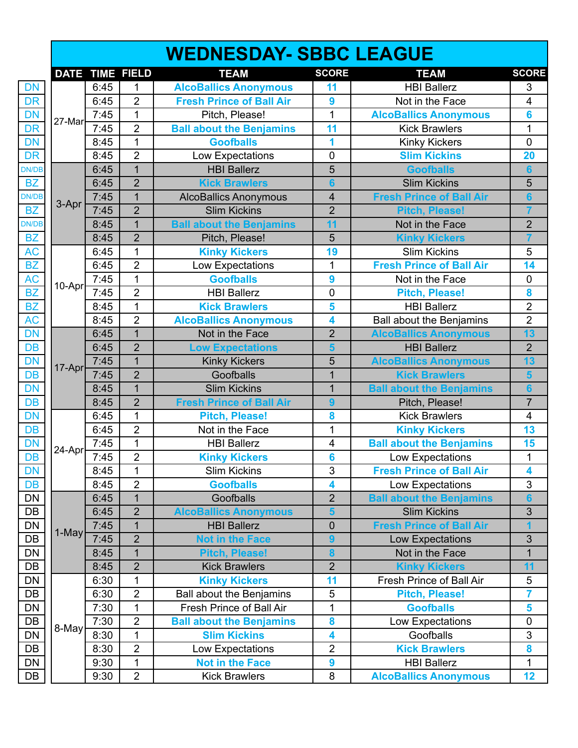# WEDNESDAY- SBBC LEAGUE

| | DATE | TIME | FIELD | TEAM | SCORE | TEAM | SCORE |
|---|---|---|---|---|---|---|---|
| DN | 27-Mar | 6:45 | 1 | **AlcoBallics Anonymous** | **11** | HBI Ballerz | 3 |
| DR | | 6:45 | 2 | **Fresh Prince of Ball Air** | **9** | Not in the Face | 4 |
| DN | | 7:45 | 1 | Pitch, Please! | 1 | **AlcoBallics Anonymous** | **6** |
| DR | | 7:45 | 2 | **Ball about the Benjamins** | **11** | Kick Brawlers | 1 |
| DN | | 8:45 | 1 | **Goofballs** | **1** | Kinky Kickers | 0 |
| DR | | 8:45 | 2 | Low Expectations | 0 | **Slim Kickins** | **20** |
| DN/DB | 3-Apr | 6:45 | 1 | HBI Ballerz | 5 | **Goofballs** | **6** |
| BZ | | 6:45 | 2 | **Kick Brawlers** | **6** | Slim Kickins | 5 |
| DN/DB | | 7:45 | 1 | AlcoBallics Anonymous | 4 | **Fresh Prince of Ball Air** | **6** |
| BZ | | 7:45 | 2 | Slim Kickins | 2 | **Pitch, Please!** | **7** |
| DN/DB | | 8:45 | 1 | **Ball about the Benjamins** | **11** | Not in the Face | 2 |
| BZ | | 8:45 | 2 | Pitch, Please! | 5 | **Kinky Kickers** | **7** |
| AC | 10-Apr | 6:45 | 1 | **Kinky Kickers** | **19** | Slim Kickins | 5 |
| BZ | | 6:45 | 2 | Low Expectations | 1 | **Fresh Prince of Ball Air** | **14** |
| AC | | 7:45 | 1 | **Goofballs** | **9** | Not in the Face | 0 |
| BZ | | 7:45 | 2 | HBI Ballerz | 0 | **Pitch, Please!** | **8** |
| BZ | | 8:45 | 1 | **Kick Brawlers** | **5** | HBI Ballerz | 2 |
| AC | | 8:45 | 2 | **AlcoBallics Anonymous** | **4** | Ball about the Benjamins | 2 |
| DN | 17-Apr | 6:45 | 1 | Not in the Face | 2 | **AlcoBallics Anonymous** | **13** |
| DB | | 6:45 | 2 | **Low Expectations** | **5** | HBI Ballerz | 2 |
| DN | | 7:45 | 1 | Kinky Kickers | 5 | **AlcoBallics Anonymous** | **13** |
| DB | | 7:45 | 2 | Goofballs | 1 | **Kick Brawlers** | **5** |
| DN | | 8:45 | 1 | Slim Kickins | 1 | **Ball about the Benjamins** | **6** |
| DB | | 8:45 | 2 | **Fresh Prince of Ball Air** | **9** | Pitch, Please! | 7 |
| DN | 24-Apr | 6:45 | 1 | **Pitch, Please!** | **8** | Kick Brawlers | 4 |
| DB | | 6:45 | 2 | Not in the Face | 1 | **Kinky Kickers** | **13** |
| DN | | 7:45 | 1 | HBI Ballerz | 4 | **Ball about the Benjamins** | **15** |
| DB | | 7:45 | 2 | **Kinky Kickers** | **6** | Low Expectations | 1 |
| DN | | 8:45 | 1 | Slim Kickins | 3 | **Fresh Prince of Ball Air** | **4** |
| DB | | 8:45 | 2 | **Goofballs** | **4** | Low Expectations | 3 |
| DN | 1-May | 6:45 | 1 | Goofballs | 2 | **Ball about the Benjamins** | **6** |
| DB | | 6:45 | 2 | **AlcoBallics Anonymous** | **5** | Slim Kickins | 3 |
| DN | | 7:45 | 1 | HBI Ballerz | 0 | **Fresh Prince of Ball Air** | **1** |
| DB | | 7:45 | 2 | **Not in the Face** | **9** | Low Expectations | 3 |
| DN | | 8:45 | 1 | **Pitch, Please!** | **8** | Not in the Face | 1 |
| DB | | 8:45 | 2 | Kick Brawlers | 2 | **Kinky Kickers** | **11** |
| DN | 8-May | 6:30 | 1 | **Kinky Kickers** | **11** | Fresh Prince of Ball Air | 5 |
| DB | | 6:30 | 2 | Ball about the Benjamins | 5 | **Pitch, Please!** | **7** |
| DN | | 7:30 | 1 | Fresh Prince of Ball Air | 1 | **Goofballs** | **5** |
| DB | | 7:30 | 2 | **Ball about the Benjamins** | **8** | Low Expectations | 0 |
| DN | | 8:30 | 1 | **Slim Kickins** | **4** | Goofballs | 3 |
| DB | | 8:30 | 2 | Low Expectations | 2 | **Kick Brawlers** | **8** |
| DN | | 9:30 | 1 | **Not in the Face** | **9** | HBI Ballerz | 1 |
| DB | | 9:30 | 2 | Kick Brawlers | 8 | **AlcoBallics Anonymous** | **12** |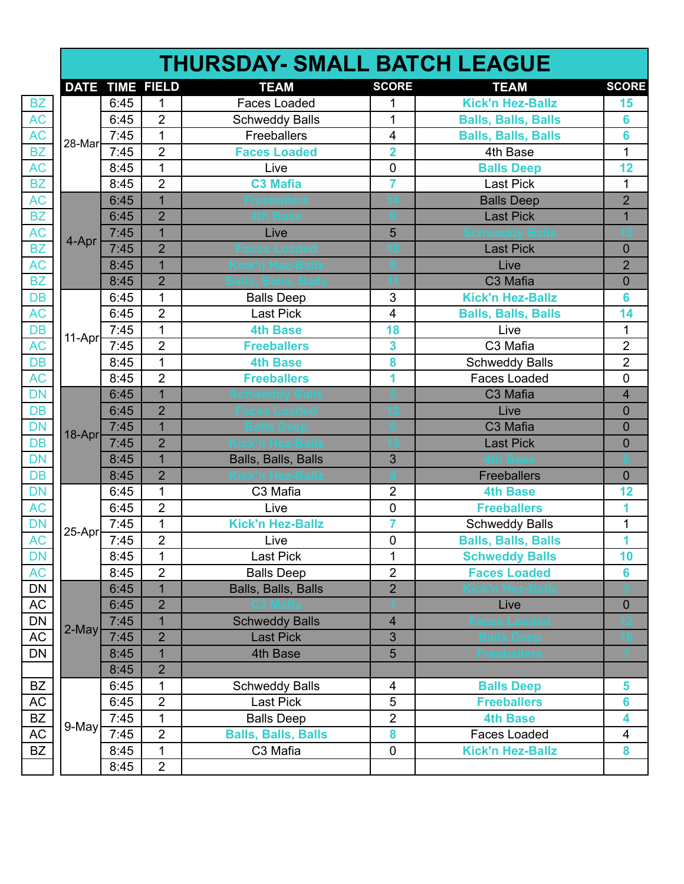# THURSDAY- SMALL BATCH LEAGUE

| | DATE | TIME | FIELD | TEAM | SCORE | TEAM | SCORE |
|---|---|---|---|---|---|---|---|
| BZ | 28-Mar | 6:45 | 1 | Faces Loaded | 1 | **Kick'n Hez-Ballz** | **15** |
| AC | | 6:45 | 2 | Schweddy Balls | 1 | **Balls, Balls, Balls** | **6** |
| AC | | 7:45 | 1 | Freeballers | 4 | **Balls, Balls, Balls** | **6** |
| BZ | | 7:45 | 2 | **Faces Loaded** | **2** | 4th Base | 1 |
| AC | | 8:45 | 1 | Live | 0 | **Balls Deep** | **12** |
| BZ | | 8:45 | 2 | **C3 Mafia** | **7** | Last Pick | 1 |
| AC | 4-Apr | 6:45 | 1 | **Freeballers** | **14** | Balls Deep | 2 |
| BZ | | 6:45 | 2 | **4th Base** | **9** | Last Pick | 1 |
| AC | | 7:45 | 1 | Live | 5 | **Schweddy Balls** | **15** |
| BZ | | 7:45 | 2 | **Faces Loaded** | **10** | Last Pick | 0 |
| AC | | 8:45 | 1 | **Kick'n Hez-Ballz** | **8** | Live | 2 |
| BZ | | 8:45 | 2 | **Balls, Balls, Balls** | **11** | C3 Mafia | 0 |
| DB | 11-Apr | 6:45 | 1 | Balls Deep | 3 | **Kick'n Hez-Ballz** | **6** |
| AC | | 6:45 | 2 | Last Pick | 4 | **Balls, Balls, Balls** | **14** |
| DB | | 7:45 | 1 | **4th Base** | **18** | Live | 1 |
| AC | | 7:45 | 2 | **Freeballers** | **3** | C3 Mafia | 2 |
| DB | | 8:45 | 1 | **4th Base** | **8** | Schweddy Balls | 2 |
| AC | | 8:45 | 2 | **Freeballers** | **1** | Faces Loaded | 0 |
| DN | 18-Apr | 6:45 | 1 | **Schweddy Balls** | **5** | C3 Mafia | 4 |
| DB | | 6:45 | 2 | **Faces Loaded** | **12** | Live | 0 |
| DN | | 7:45 | 1 | **Balls Deep** | **6** | C3 Mafia | 0 |
| DB | | 7:45 | 2 | **Kick'n Hez-Ballz** | **13** | Last Pick | 0 |
| DN | | 8:45 | 1 | Balls, Balls, Balls | 3 | **4th Base** | **6** |
| DB | | 8:45 | 2 | **Kick'n Hez-Ballz** | **9** | Freeballers | 0 |
| DN | 25-Apr | 6:45 | 1 | C3 Mafia | 2 | **4th Base** | **12** |
| AC | | 6:45 | 2 | Live | 0 | **Freeballers** | **1** |
| DN | | 7:45 | 1 | **Kick'n Hez-Ballz** | **7** | Schweddy Balls | 1 |
| AC | | 7:45 | 2 | Live | 0 | **Balls, Balls, Balls** | **1** |
| DN | | 8:45 | 1 | Last Pick | 1 | **Schweddy Balls** | **10** |
| AC | | 8:45 | 2 | Balls Deep | 2 | **Faces Loaded** | **6** |
| DN | 2-May | 6:45 | 1 | Balls, Balls, Balls | 2 | **Kick'n Hez-Ballz** | **3** |
| AC | | 6:45 | 2 | **C3 Mafia** | **1** | Live | 0 |
| DN | | 7:45 | 1 | Schweddy Balls | 4 | **Faces Loaded** | **12** |
| AC | | 7:45 | 2 | Last Pick | 3 | **Balls Deep** | **16** |
| DN | | 8:45 | 1 | 4th Base | 5 | **Freeballers** | **7** |
| | | 8:45 | 2 | | | | |
| BZ | 9-May | 6:45 | 1 | Schweddy Balls | 4 | **Balls Deep** | **5** |
| AC | | 6:45 | 2 | Last Pick | 5 | **Freeballers** | **6** |
| BZ | | 7:45 | 1 | Balls Deep | 2 | **4th Base** | **4** |
| AC | | 7:45 | 2 | **Balls, Balls, Balls** | **8** | Faces Loaded | 4 |
| BZ | | 8:45 | 1 | C3 Mafia | 0 | **Kick'n Hez-Ballz** | **8** |
| | | 8:45 | 2 | | | | |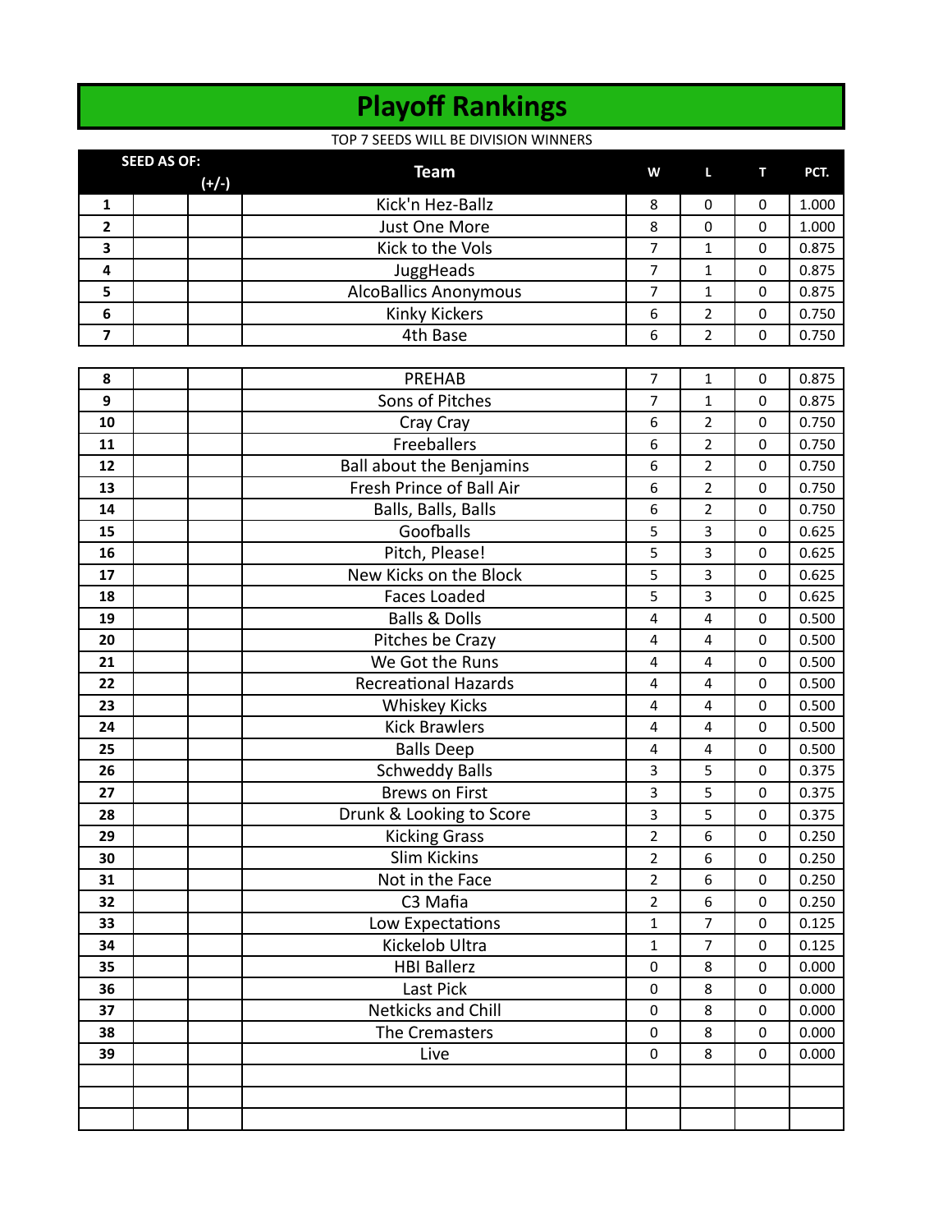# Playoff Rankings

TOP 7 SEEDS WILL BE DIVISION WINNERS

| SEED AS OF: | | (+/-) | Team | W | L | T | PCT. |
|---|---|---|---|---|---|---|---|
| 1 | | | Kick'n Hez-Ballz | 8 | 0 | 0 | 1.000 |
| 2 | | | Just One More | 8 | 0 | 0 | 1.000 |
| 3 | | | Kick to the Vols | 7 | 1 | 0 | 0.875 |
| 4 | | | JuggHeads | 7 | 1 | 0 | 0.875 |
| 5 | | | AlcoBallics Anonymous | 7 | 1 | 0 | 0.875 |
| 6 | | | Kinky Kickers | 6 | 2 | 0 | 0.750 |
| 7 | | | 4th Base | 6 | 2 | 0 | 0.750 |
| 8 | | | PREHAB | 7 | 1 | 0 | 0.875 |
| 9 | | | Sons of Pitches | 7 | 1 | 0 | 0.875 |
| 10 | | | Cray Cray | 6 | 2 | 0 | 0.750 |
| 11 | | | Freeballers | 6 | 2 | 0 | 0.750 |
| 12 | | | Ball about the Benjamins | 6 | 2 | 0 | 0.750 |
| 13 | | | Fresh Prince of Ball Air | 6 | 2 | 0 | 0.750 |
| 14 | | | Balls, Balls, Balls | 6 | 2 | 0 | 0.750 |
| 15 | | | Goofballs | 5 | 3 | 0 | 0.625 |
| 16 | | | Pitch, Please! | 5 | 3 | 0 | 0.625 |
| 17 | | | New Kicks on the Block | 5 | 3 | 0 | 0.625 |
| 18 | | | Faces Loaded | 5 | 3 | 0 | 0.625 |
| 19 | | | Balls & Dolls | 4 | 4 | 0 | 0.500 |
| 20 | | | Pitches be Crazy | 4 | 4 | 0 | 0.500 |
| 21 | | | We Got the Runs | 4 | 4 | 0 | 0.500 |
| 22 | | | Recreational Hazards | 4 | 4 | 0 | 0.500 |
| 23 | | | Whiskey Kicks | 4 | 4 | 0 | 0.500 |
| 24 | | | Kick Brawlers | 4 | 4 | 0 | 0.500 |
| 25 | | | Balls Deep | 4 | 4 | 0 | 0.500 |
| 26 | | | Schweddy Balls | 3 | 5 | 0 | 0.375 |
| 27 | | | Brews on First | 3 | 5 | 0 | 0.375 |
| 28 | | | Drunk & Looking to Score | 3 | 5 | 0 | 0.375 |
| 29 | | | Kicking Grass | 2 | 6 | 0 | 0.250 |
| 30 | | | Slim Kickins | 2 | 6 | 0 | 0.250 |
| 31 | | | Not in the Face | 2 | 6 | 0 | 0.250 |
| 32 | | | C3 Mafia | 2 | 6 | 0 | 0.250 |
| 33 | | | Low Expectations | 1 | 7 | 0 | 0.125 |
| 34 | | | Kickelob Ultra | 1 | 7 | 0 | 0.125 |
| 35 | | | HBI Ballerz | 0 | 8 | 0 | 0.000 |
| 36 | | | Last Pick | 0 | 8 | 0 | 0.000 |
| 37 | | | Netkicks and Chill | 0 | 8 | 0 | 0.000 |
| 38 | | | The Cremasters | 0 | 8 | 0 | 0.000 |
| 39 | | | Live | 0 | 8 | 0 | 0.000 |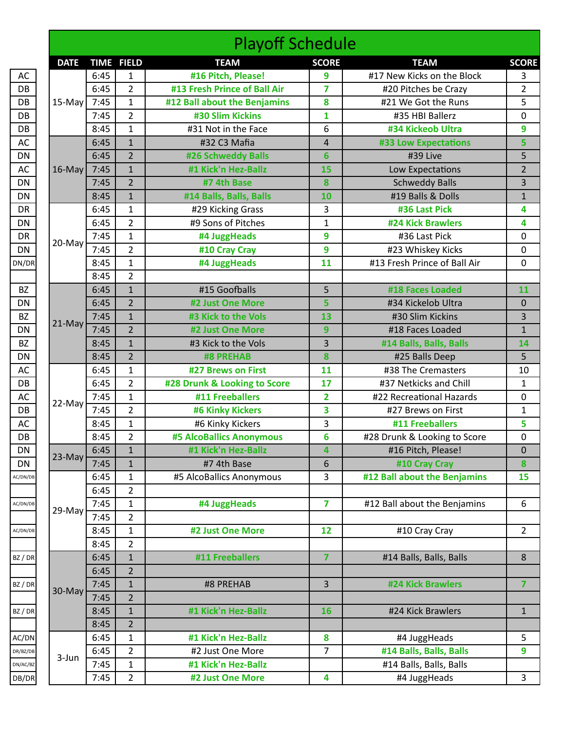# Playoff Schedule

| | DATE | TIME | FIELD | TEAM | SCORE | TEAM | SCORE |
|---|---|---|---|---|---|---|---|
| AC | 15-May | 6:45 | 1 | **#16 Pitch, Please!** | **9** | #17 New Kicks on the Block | 3 |
| DB | | 6:45 | 2 | **#13 Fresh Prince of Ball Air** | **7** | #20 Pitches be Crazy | 2 |
| DB | | 7:45 | 1 | **#12 Ball about the Benjamins** | **8** | #21 We Got the Runs | 5 |
| DB | | 7:45 | 2 | **#30 Slim Kickins** | **1** | #35 HBI Ballerz | 0 |
| DB | | 8:45 | 1 | #31 Not in the Face | 6 | **#34 Kickeob Ultra** | **9** |
| AC | 16-May | 6:45 | 1 | #32 C3 Mafia | 4 | **#33 Low Expectations** | **5** |
| DN | | 6:45 | 2 | **#26 Schweddy Balls** | **6** | #39 Live | 5 |
| AC | | 7:45 | 1 | **#1 Kick'n Hez-Ballz** | **15** | Low Expectations | 2 |
| DN | | 7:45 | 2 | **#7 4th Base** | **8** | Schweddy Balls | 3 |
| DN | | 8:45 | 1 | **#14 Balls, Balls, Balls** | **10** | #19 Balls & Dolls | 1 |
| DR | 20-May | 6:45 | 1 | #29 Kicking Grass | 3 | **#36 Last Pick** | **4** |
| DN | | 6:45 | 2 | #9 Sons of Pitches | 1 | **#24 Kick Brawlers** | **4** |
| DR | | 7:45 | 1 | **#4 JuggHeads** | **9** | #36 Last Pick | 0 |
| DN | | 7:45 | 2 | **#10 Cray Cray** | **9** | #23 Whiskey Kicks | 0 |
| DN/DR | | 8:45 | 1 | **#4 JuggHeads** | **11** | #13 Fresh Prince of Ball Air | 0 |
| | | 8:45 | 2 | | | | |
| BZ | 21-May | 6:45 | 1 | #15 Goofballs | 5 | **#18 Faces Loaded** | **11** |
| DN | | 6:45 | 2 | **#2 Just One More** | **5** | #34 Kickelob Ultra | 0 |
| BZ | | 7:45 | 1 | **#3 Kick to the Vols** | **13** | #30 Slim Kickins | 3 |
| DN | | 7:45 | 2 | **#2 Just One More** | **9** | #18 Faces Loaded | 1 |
| BZ | | 8:45 | 1 | #3 Kick to the Vols | 3 | **#14 Balls, Balls, Balls** | **14** |
| DN | | 8:45 | 2 | **#8 PREHAB** | **8** | #25 Balls Deep | 5 |
| AC | 22-May | 6:45 | 1 | **#27 Brews on First** | **11** | #38 The Cremasters | 10 |
| DB | | 6:45 | 2 | **#28 Drunk & Looking to Score** | **17** | #37 Netkicks and Chill | 1 |
| AC | | 7:45 | 1 | **#11 Freeballers** | **2** | #22 Recreational Hazards | 0 |
| DB | | 7:45 | 2 | **#6 Kinky Kickers** | **3** | #27 Brews on First | 1 |
| AC | | 8:45 | 1 | #6 Kinky Kickers | 3 | **#11 Freeballers** | **5** |
| DB | | 8:45 | 2 | **#5 AlcoBallics Anonymous** | **6** | #28 Drunk & Looking to Score | 0 |
| DN | 23-May | 6:45 | 1 | **#1 Kick'n Hez-Ballz** | **4** | #16 Pitch, Please! | 0 |
| DN | | 7:45 | 1 | #7 4th Base | 6 | **#10 Cray Cray** | **8** |
| AC/DN/DB | 29-May | 6:45 | 1 | #5 AlcoBallics Anonymous | 3 | **#12 Ball about the Benjamins** | **15** |
| | | 6:45 | 2 | | | | |
| AC/DN/DB | | 7:45 | 1 | **#4 JuggHeads** | **7** | #12 Ball about the Benjamins | 6 |
| | | 7:45 | 2 | | | | |
| AC/DN/DB | | 8:45 | 1 | **#2 Just One More** | **12** | #10 Cray Cray | 2 |
| | | 8:45 | 2 | | | | |
| BZ / DR | 30-May | 6:45 | 1 | **#11 Freeballers** | **7** | #14 Balls, Balls, Balls | 8 |
| | | 6:45 | 2 | | | | |
| BZ / DR | | 7:45 | 1 | #8 PREHAB | 3 | **#24 Kick Brawlers** | **7** |
| | | 7:45 | 2 | | | | |
| BZ / DR | | 8:45 | 1 | **#1 Kick'n Hez-Ballz** | **16** | #24 Kick Brawlers | 1 |
| | | 8:45 | 2 | | | | |
| AC/DN | 3-Jun | 6:45 | 1 | **#1 Kick'n Hez-Ballz** | **8** | #4 JuggHeads | 5 |
| DR/BZ/DB | | 6:45 | 2 | #2 Just One More | 7 | **#14 Balls, Balls, Balls** | **9** |
| DN/AC/BZ | | 7:45 | 1 | **#1 Kick'n Hez-Ballz** | | #14 Balls, Balls, Balls | |
| DB/DR | | 7:45 | 2 | **#2 Just One More** | **4** | #4 JuggHeads | 3 |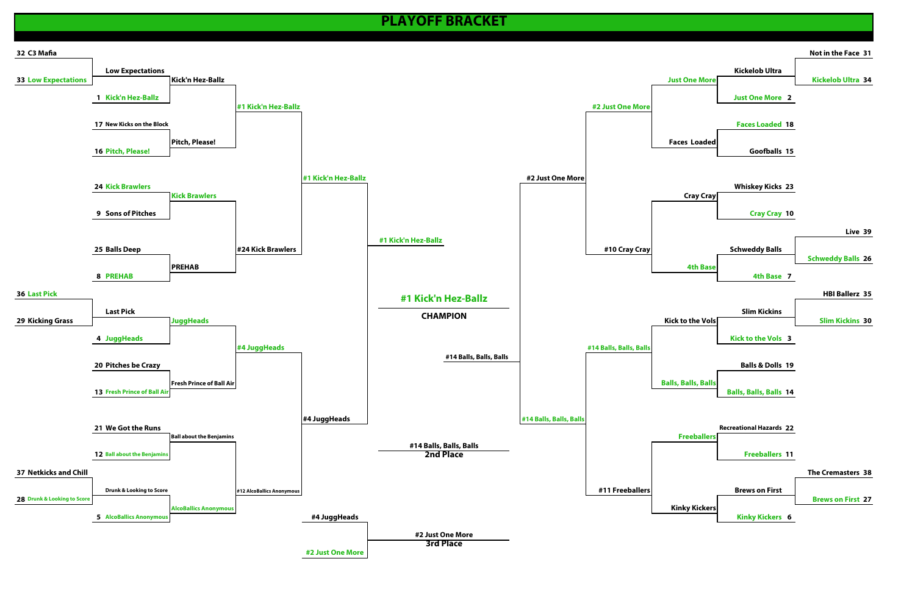# PLAYOFF BRACKET

32 C3 Mafia
33 Low Expectations
Low Expectations
1 Kick'n Hez-Ballz
Kick'n Hez-Ballz
17 New Kicks on the Block
16 Pitch, Please!
Pitch, Please!
#1 Kick'n Hez-Ballz
24 Kick Brawlers
9 Sons of Pitches
Kick Brawlers
25 Balls Deep
8 PREHAB
PREHAB
#24 Kick Brawlers
#1 Kick'n Hez-Ballz
36 Last Pick
29 Kicking Grass
Last Pick
4 JuggHeads
JuggHeads
20 Pitches be Crazy
13 Fresh Prince of Ball Air
Fresh Prince of Ball Air
#4 JuggHeads
21 We Got the Runs
12 Ball about the Benjamins
Ball about the Benjamins
37 Netkicks and Chill
28 Drunk & Looking to Score
Drunk & Looking to Score
5 AlcoBallics Anonymous
AlcoBallics Anonymous
#12 AlcoBallics Anonymous
#4 JuggHeads
#1 Kick'n Hez-Ballz

Not in the Face 31
Kickelob Ultra 34
Kickelob Ultra
Just One More 2
Just One More
Faces Loaded 18
Goofballs 15
Faces Loaded
#2 Just One More
Whiskey Kicks 23
Cray Cray 10
Cray Cray
Live 39
Schweddy Balls 26
Schweddy Balls
4th Base 7
4th Base
#10 Cray Cray
#2 Just One More
HBI Ballerz 35
Slim Kickins 30
Slim Kickins
Kick to the Vols 3
Kick to the Vols
Balls & Dolls 19
Balls, Balls, Balls 14
Balls, Balls, Balls
#14 Balls, Balls, Balls
Recreational Hazards 22
Freeballers 11
Freeballers
The Cremasters 38
Brews on First 27
Brews on First
Kinky Kickers 6
Kinky Kickers
#11 Freeballers
#14 Balls, Balls, Balls
#14 Balls, Balls, Balls

**#1 Kick'n Hez-Ballz**

**CHAMPION**

#14 Balls, Balls, Balls
**2nd Place**

#4 JuggHeads
#2 Just One More

#2 Just One More
**3rd Place**